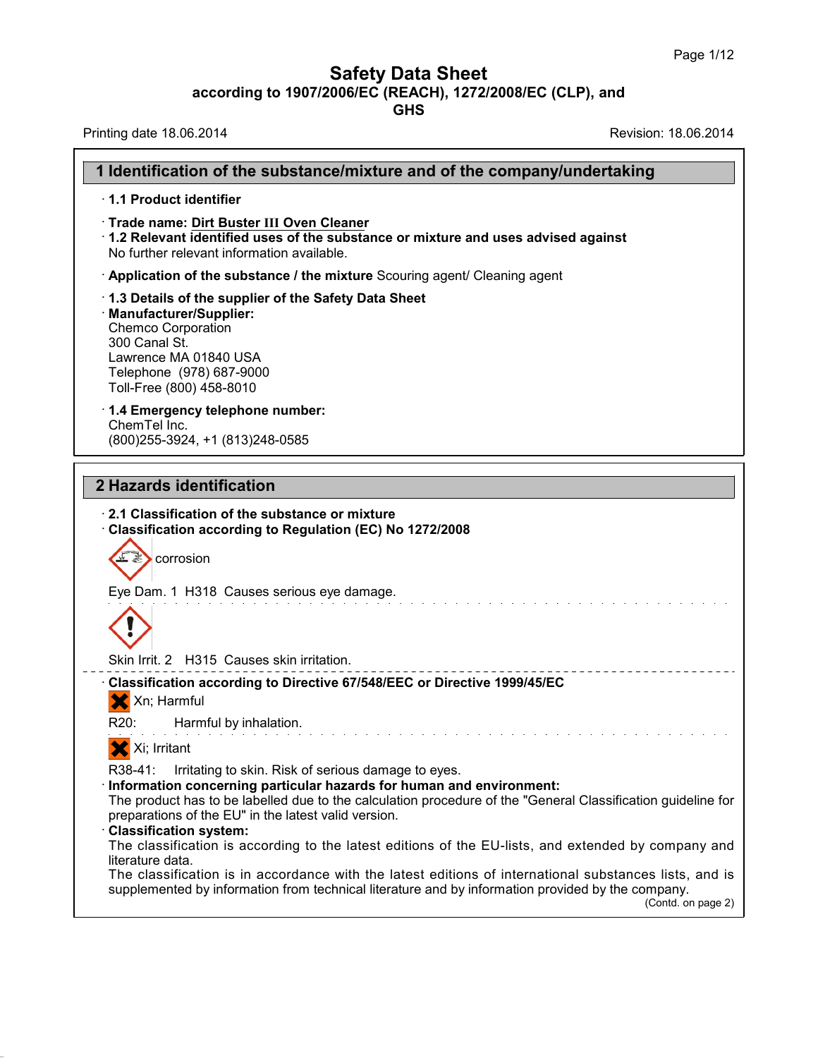# Safety Data Sheet

**according to 1907/2006/EC (REACH), 1272/2008/EC (CLP), and GHS**

Printing date 18.06.2014 Revision: 18.06.2014

## 1 Identification of the substance/mixture and of the company/undertaking

· **1.1 Product identifier**

· **Trade name: Dirt Buster III Oven Cleaner**

· **1.2 Relevant identified uses of the substance or mixture and uses advised against**
No further relevant information available.

· **Application of the substance / the mixture** Scouring agent/ Cleaning agent

· **1.3 Details of the supplier of the Safety Data Sheet**

· **Manufacturer/Supplier:**
Chemco Corporation
300 Canal St.
Lawrence MA 01840 USA
Telephone (978) 687-9000
Toll-Free (800) 458-8010

· **1.4 Emergency telephone number:**
ChemTel Inc.
(800)255-3924, +1 (813)248-0585

## 2 Hazards identification

· **2.1 Classification of the substance or mixture**

· **Classification according to Regulation (EC) No 1272/2008**

corrosion

Eye Dam. 1 H318 Causes serious eye damage.

Skin Irrit. 2 H315 Causes skin irritation.

· **Classification according to Directive 67/548/EEC or Directive 1999/45/EC**

Xn; Harmful

R20: Harmful by inhalation.

Xi; Irritant

R38-41: Irritating to skin. Risk of serious damage to eyes.

· **Information concerning particular hazards for human and environment:**
The product has to be labelled due to the calculation procedure of the "General Classification guideline for preparations of the EU" in the latest valid version.

· **Classification system:**
The classification is according to the latest editions of the EU-lists, and extended by company and literature data.
The classification is in accordance with the latest editions of international substances lists, and is supplemented by information from technical literature and by information provided by the company.

(Contd. on page 2)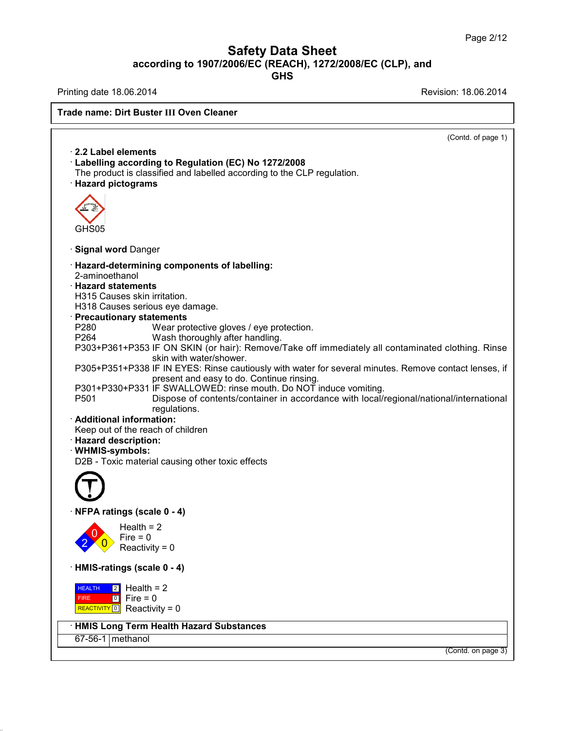# Safety Data Sheet
## according to 1907/2006/EC (REACH), 1272/2008/EC (CLP), and GHS

Printing date 18.06.2014 | Revision: 18.06.2014

**Trade name: Dirt Buster III Oven Cleaner**

(Contd. of page 1)

· **2.2 Label elements**
· **Labelling according to Regulation (EC) No 1272/2008**
The product is classified and labelled according to the CLP regulation.
· **Hazard pictograms**

GHS05

· **Signal word** Danger

· **Hazard-determining components of labelling:**
2-aminoethanol
· **Hazard statements**
H315 Causes skin irritation.
H318 Causes serious eye damage.
· **Precautionary statements**
P280 Wear protective gloves / eye protection.
P264 Wash thoroughly after handling.
P303+P361+P353 IF ON SKIN (or hair): Remove/Take off immediately all contaminated clothing. Rinse skin with water/shower.
P305+P351+P338 IF IN EYES: Rinse cautiously with water for several minutes. Remove contact lenses, if present and easy to do. Continue rinsing.
P301+P330+P331 IF SWALLOWED: rinse mouth. Do NOT induce vomiting.
P501 Dispose of contents/container in accordance with local/regional/national/international regulations.
· **Additional information:**
Keep out of the reach of children
· **Hazard description:**
· **WHMIS-symbols:**
D2B - Toxic material causing other toxic effects

· **NFPA ratings (scale 0 - 4)**

Health = 2
Fire = 0
Reactivity = 0

· **HMIS-ratings (scale 0 - 4)**

HEALTH 2 Health = 2
FIRE 0 Fire = 0
REACTIVITY 0 Reactivity = 0

| · **HMIS Long Term Health Hazard Substances** | |
|---|---|
| 67-56-1 | methanol |

(Contd. on page 3)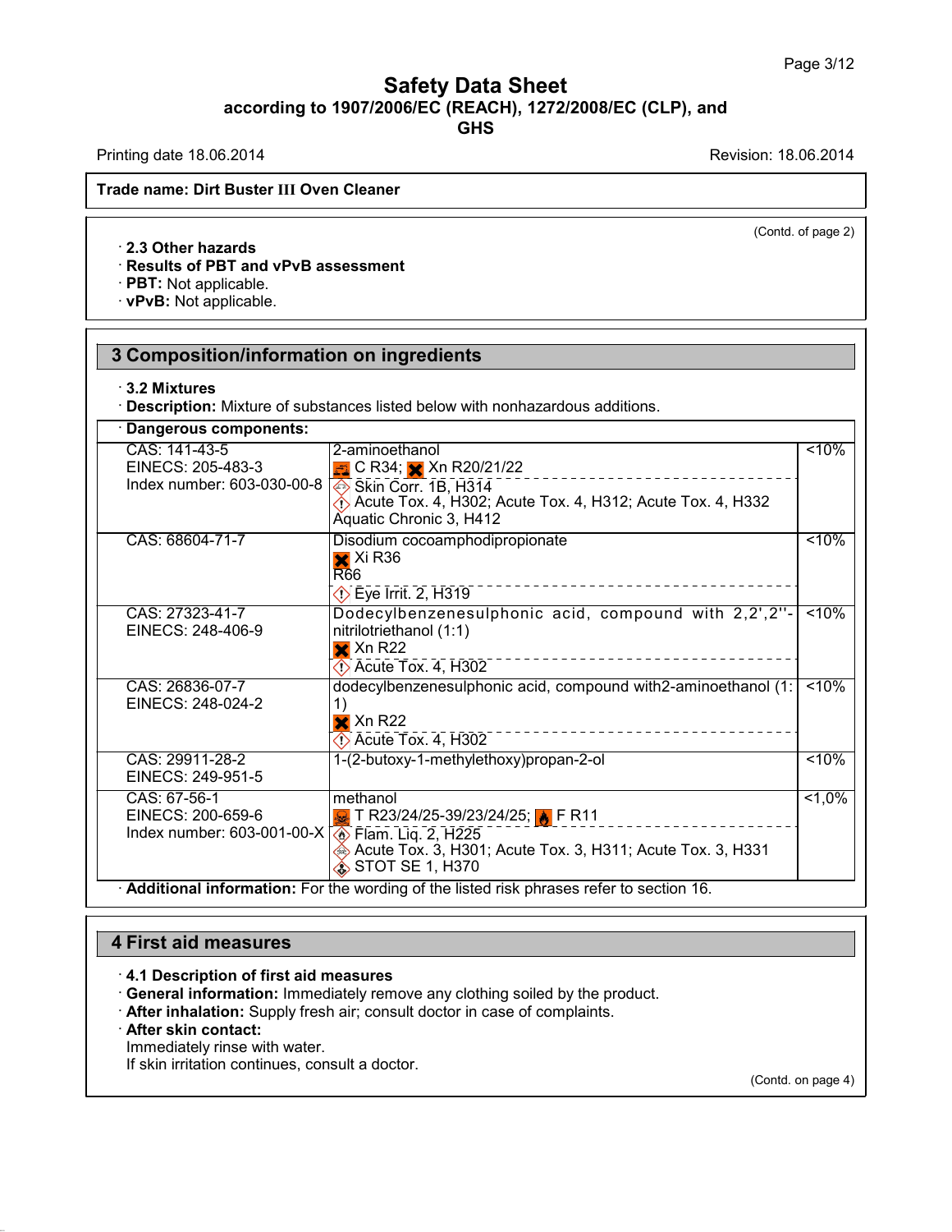Safety Data Sheet
according to 1907/2006/EC (REACH), 1272/2008/EC (CLP), and GHS

Printing date 18.06.2014 Revision: 18.06.2014

**Trade name: Dirt Buster III Oven Cleaner**

(Contd. of page 2)

· **2.3 Other hazards**
· **Results of PBT and vPvB assessment**
· **PBT:** Not applicable.
· **vPvB:** Not applicable.

## 3 Composition/information on ingredients

· **3.2 Mixtures**
· **Description:** Mixture of substances listed below with nonhazardous additions.

| · Dangerous components: | | |
|---|---|---|
| CAS: 141-43-5<br>EINECS: 205-483-3<br>Index number: 603-030-00-8 | 2-aminoethanol<br>C R34; Xn R20/21/22<br>Skin Corr. 1B, H314<br>Acute Tox. 4, H302; Acute Tox. 4, H312; Acute Tox. 4, H332<br>Aquatic Chronic 3, H412 | <10% |
| CAS: 68604-71-7 | Disodium cocoamphodipropionate<br>Xi R36<br>R66<br>Eye Irrit. 2, H319 | <10% |
| CAS: 27323-41-7<br>EINECS: 248-406-9 | Dodecylbenzenesulphonic acid, compound with 2,2',2''-nitrilotriethanol (1:1)<br>Xn R22<br>Acute Tox. 4, H302 | <10% |
| CAS: 26836-07-7<br>EINECS: 248-024-2 | dodecylbenzenesulphonic acid, compound with2-aminoethanol (1:1)<br>Xn R22<br>Acute Tox. 4, H302 | <10% |
| CAS: 29911-28-2<br>EINECS: 249-951-5 | 1-(2-butoxy-1-methylethoxy)propan-2-ol | <10% |
| CAS: 67-56-1<br>EINECS: 200-659-6<br>Index number: 603-001-00-X | methanol<br>T R23/24/25-39/23/24/25; F R11<br>Flam. Liq. 2, H225<br>Acute Tox. 3, H301; Acute Tox. 3, H311; Acute Tox. 3, H331<br>STOT SE 1, H370 | <1,0% |

· **Additional information:** For the wording of the listed risk phrases refer to section 16.

## 4 First aid measures

· **4.1 Description of first aid measures**
· **General information:** Immediately remove any clothing soiled by the product.
· **After inhalation:** Supply fresh air; consult doctor in case of complaints.
· **After skin contact:**
Immediately rinse with water.
If skin irritation continues, consult a doctor.

(Contd. on page 4)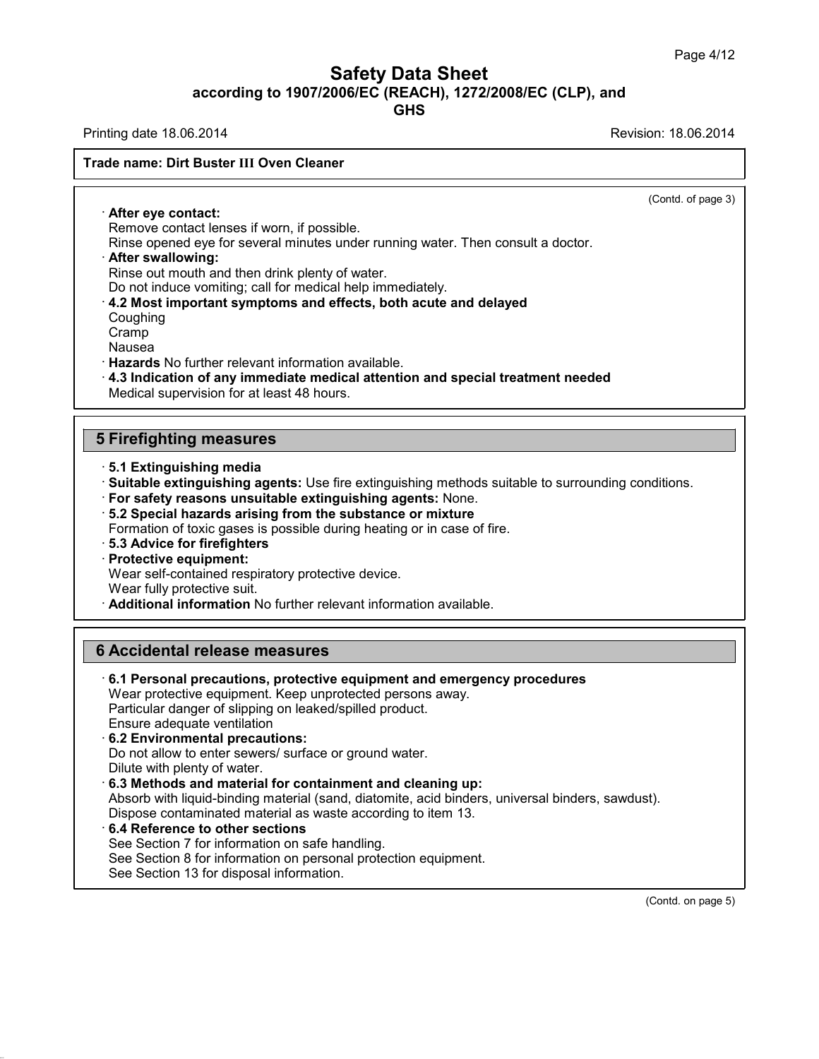Trade name: Dirt Buster III Oven Cleaner

(Contd. of page 3)

· **After eye contact:**
Remove contact lenses if worn, if possible.
Rinse opened eye for several minutes under running water. Then consult a doctor.

· **After swallowing:**
Rinse out mouth and then drink plenty of water.
Do not induce vomiting; call for medical help immediately.

· **4.2 Most important symptoms and effects, both acute and delayed**
Coughing
Cramp
Nausea

· **Hazards** No further relevant information available.

· **4.3 Indication of any immediate medical attention and special treatment needed**
Medical supervision for at least 48 hours.

## 5 Firefighting measures

· **5.1 Extinguishing media**

· **Suitable extinguishing agents:** Use fire extinguishing methods suitable to surrounding conditions.

· **For safety reasons unsuitable extinguishing agents:** None.

· **5.2 Special hazards arising from the substance or mixture**
Formation of toxic gases is possible during heating or in case of fire.

· **5.3 Advice for firefighters**

· **Protective equipment:**
Wear self-contained respiratory protective device.
Wear fully protective suit.

· **Additional information** No further relevant information available.

## 6 Accidental release measures

· **6.1 Personal precautions, protective equipment and emergency procedures**
Wear protective equipment. Keep unprotected persons away.
Particular danger of slipping on leaked/spilled product.
Ensure adequate ventilation

· **6.2 Environmental precautions:**
Do not allow to enter sewers/ surface or ground water.
Dilute with plenty of water.

· **6.3 Methods and material for containment and cleaning up:**
Absorb with liquid-binding material (sand, diatomite, acid binders, universal binders, sawdust).
Dispose contaminated material as waste according to item 13.

· **6.4 Reference to other sections**
See Section 7 for information on safe handling.
See Section 8 for information on personal protection equipment.
See Section 13 for disposal information.

(Contd. on page 5)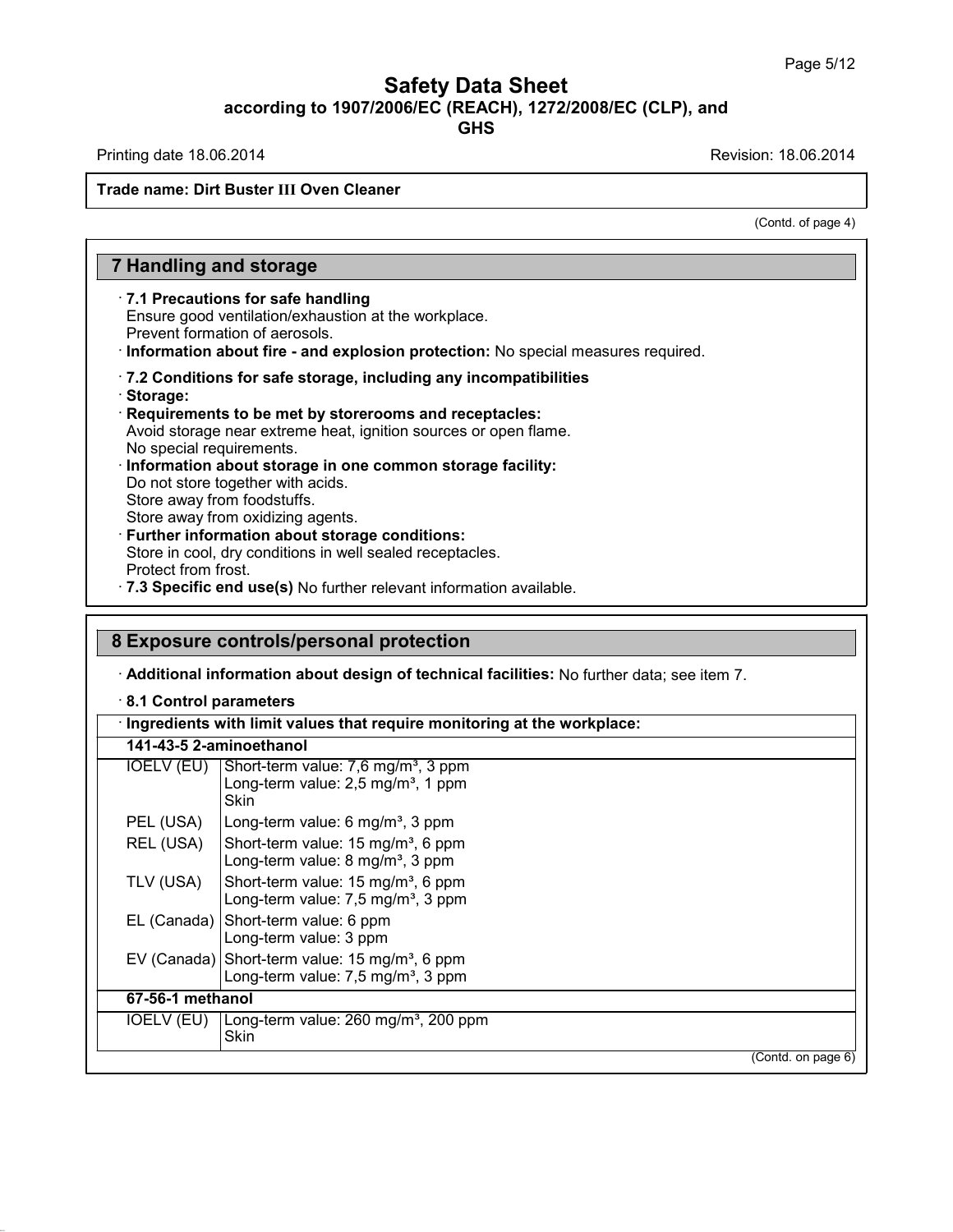# Safety Data Sheet
**according to 1907/2006/EC (REACH), 1272/2008/EC (CLP), and GHS**

Printing date 18.06.2014 Revision: 18.06.2014

**Trade name: Dirt Buster III Oven Cleaner**

(Contd. of page 4)

## 7 Handling and storage

· **7.1 Precautions for safe handling**
Ensure good ventilation/exhaustion at the workplace.
Prevent formation of aerosols.
· **Information about fire - and explosion protection:** No special measures required.

· **7.2 Conditions for safe storage, including any incompatibilities**
· **Storage:**
· **Requirements to be met by storerooms and receptacles:**
Avoid storage near extreme heat, ignition sources or open flame.
No special requirements.
· **Information about storage in one common storage facility:**
Do not store together with acids.
Store away from foodstuffs.
Store away from oxidizing agents.
· **Further information about storage conditions:**
Store in cool, dry conditions in well sealed receptacles.
Protect from frost.
· **7.3 Specific end use(s)** No further relevant information available.

## 8 Exposure controls/personal protection

· **Additional information about design of technical facilities:** No further data; see item 7.

· **8.1 Control parameters**

| · **Ingredients with limit values that require monitoring at the workplace:** | |
|---|---|
| **141-43-5 2-aminoethanol** | |
| IOELV (EU) | Short-term value: 7,6 mg/m³, 3 ppm<br>Long-term value: 2,5 mg/m³, 1 ppm<br>Skin |
| PEL (USA) | Long-term value: 6 mg/m³, 3 ppm |
| REL (USA) | Short-term value: 15 mg/m³, 6 ppm<br>Long-term value: 8 mg/m³, 3 ppm |
| TLV (USA) | Short-term value: 15 mg/m³, 6 ppm<br>Long-term value: 7,5 mg/m³, 3 ppm |
| EL (Canada) | Short-term value: 6 ppm<br>Long-term value: 3 ppm |
| EV (Canada) | Short-term value: 15 mg/m³, 6 ppm<br>Long-term value: 7,5 mg/m³, 3 ppm |
| **67-56-1 methanol** | |
| IOELV (EU) | Long-term value: 260 mg/m³, 200 ppm<br>Skin |

(Contd. on page 6)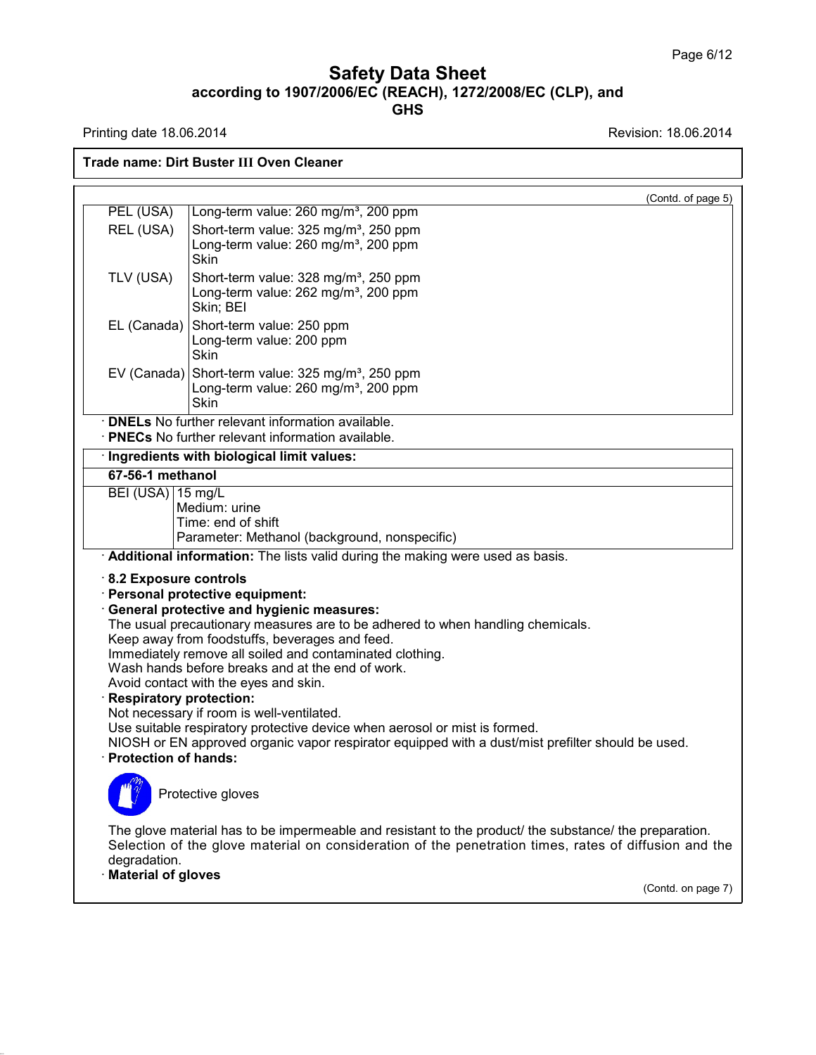## Trade name: Dirt Buster III Oven Cleaner

(Contd. of page 5)

| | |
|---|---|
| PEL (USA) | Long-term value: 260 mg/m³, 200 ppm |
| REL (USA) | Short-term value: 325 mg/m³, 250 ppm<br>Long-term value: 260 mg/m³, 200 ppm<br>Skin |
| TLV (USA) | Short-term value: 328 mg/m³, 250 ppm<br>Long-term value: 262 mg/m³, 200 ppm<br>Skin; BEI |
| EL (Canada) | Short-term value: 250 ppm<br>Long-term value: 200 ppm<br>Skin |
| EV (Canada) | Short-term value: 325 mg/m³, 250 ppm<br>Long-term value: 260 mg/m³, 200 ppm<br>Skin |

· **DNELs** No further relevant information available.

· **PNECs** No further relevant information available.

· **Ingredients with biological limit values:**

| **67-56-1 methanol** | |
|---|---|
| BEI (USA) | 15 mg/L<br>Medium: urine<br>Time: end of shift<br>Parameter: Methanol (background, nonspecific) |

· **Additional information:** The lists valid during the making were used as basis.

· **8.2 Exposure controls**

· **Personal protective equipment:**

· **General protective and hygienic measures:**
The usual precautionary measures are to be adhered to when handling chemicals.
Keep away from foodstuffs, beverages and feed.
Immediately remove all soiled and contaminated clothing.
Wash hands before breaks and at the end of work.
Avoid contact with the eyes and skin.

· **Respiratory protection:**
Not necessary if room is well-ventilated.
Use suitable respiratory protective device when aerosol or mist is formed.
NIOSH or EN approved organic vapor respirator equipped with a dust/mist prefilter should be used.

· **Protection of hands:**

Protective gloves

The glove material has to be impermeable and resistant to the product/ the substance/ the preparation.
Selection of the glove material on consideration of the penetration times, rates of diffusion and the degradation.

· **Material of gloves**

(Contd. on page 7)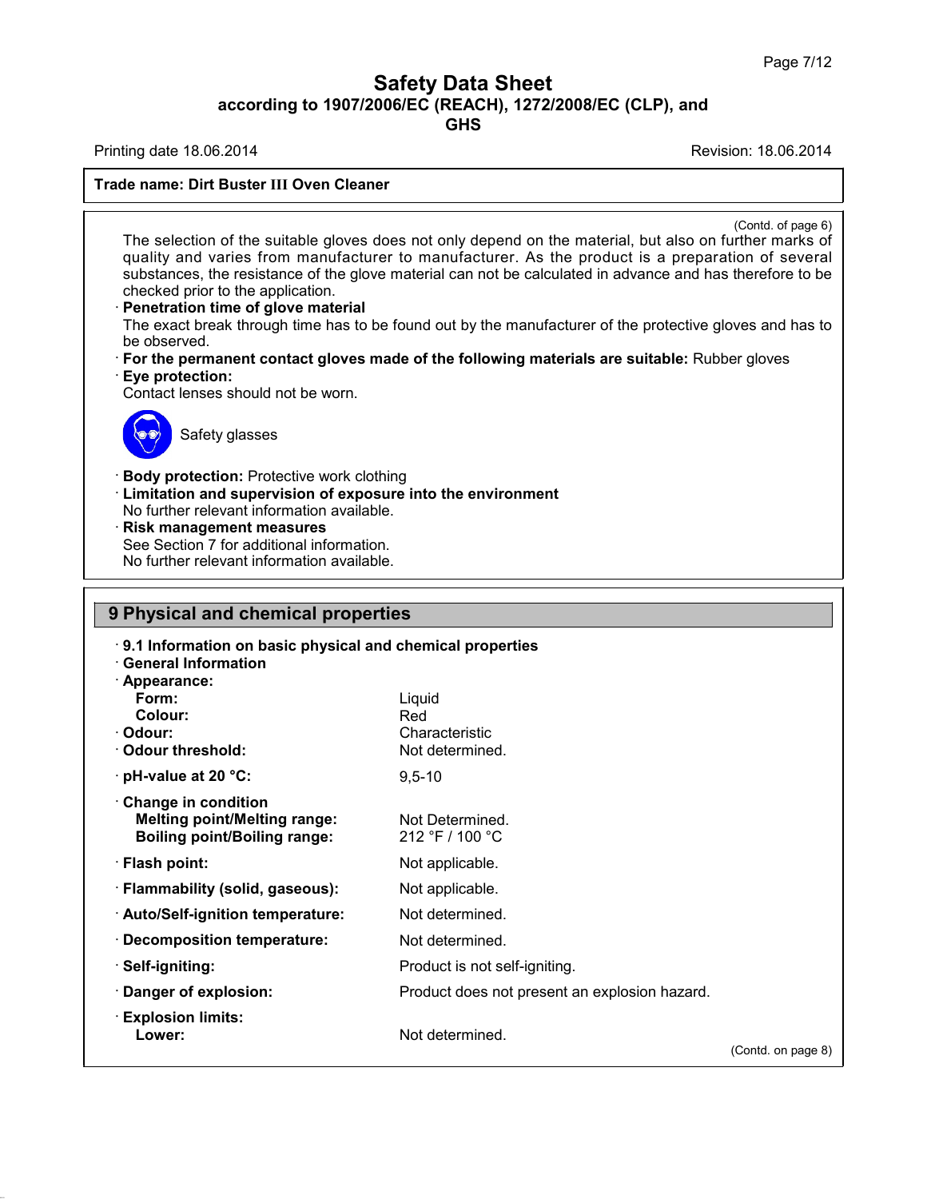**Trade name: Dirt Buster III Oven Cleaner**

(Contd. of page 6)

The selection of the suitable gloves does not only depend on the material, but also on further marks of quality and varies from manufacturer to manufacturer. As the product is a preparation of several substances, the resistance of the glove material can not be calculated in advance and has therefore to be checked prior to the application.

· **Penetration time of glove material**
The exact break through time has to be found out by the manufacturer of the protective gloves and has to be observed.

· **For the permanent contact gloves made of the following materials are suitable:** Rubber gloves

· **Eye protection:**
Contact lenses should not be worn.

Safety glasses

· **Body protection:** Protective work clothing

· **Limitation and supervision of exposure into the environment**
No further relevant information available.

· **Risk management measures**
See Section 7 for additional information.
No further relevant information available.

## 9 Physical and chemical properties

· **9.1 Information on basic physical and chemical properties**

· **General Information**

| | |
|---|---|
| · **Appearance:** | |
| **Form:** | Liquid |
| **Colour:** | Red |
| · **Odour:** | Characteristic |
| · **Odour threshold:** | Not determined. |
| · **pH-value at 20 °C:** | 9,5-10 |
| · **Change in condition** | |
| **Melting point/Melting range:** | Not Determined. |
| **Boiling point/Boiling range:** | 212 °F / 100 °C |
| · **Flash point:** | Not applicable. |
| · **Flammability (solid, gaseous):** | Not applicable. |
| · **Auto/Self-ignition temperature:** | Not determined. |
| · **Decomposition temperature:** | Not determined. |
| · **Self-igniting:** | Product is not self-igniting. |
| · **Danger of explosion:** | Product does not present an explosion hazard. |
| · **Explosion limits:** | |
| **Lower:** | Not determined. |

(Contd. on page 8)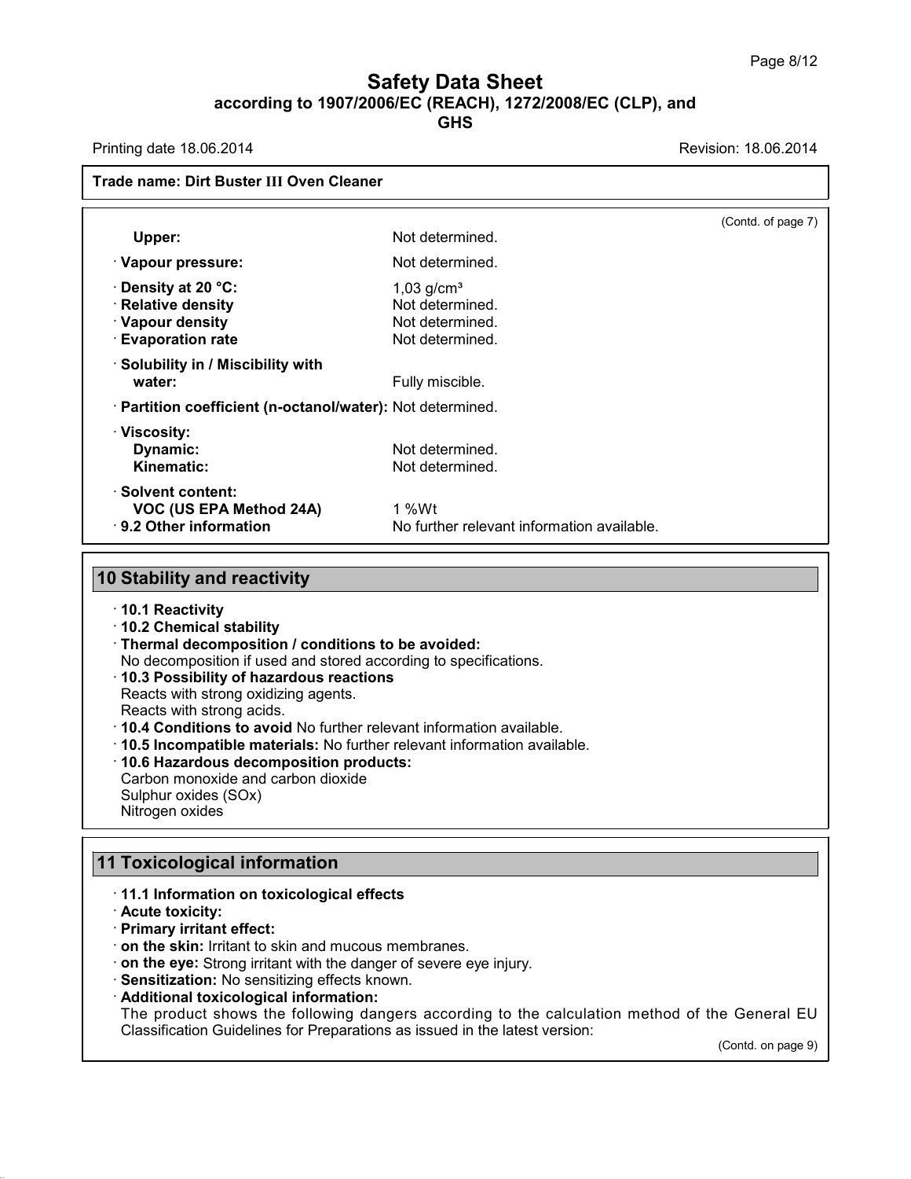(Contd. of page 7)

| | |
|---|---|
| **Upper:** | Not determined. |
| · **Vapour pressure:** | Not determined. |
| · **Density at 20 °C:** | 1,03 g/cm³ |
| · **Relative density** | Not determined. |
| · **Vapour density** | Not determined. |
| · **Evaporation rate** | Not determined. |
| · **Solubility in / Miscibility with water:** | Fully miscible. |
| · **Partition coefficient (n-octanol/water):** | Not determined. |
| · **Viscosity:** | |
| **Dynamic:** | Not determined. |
| **Kinematic:** | Not determined. |
| · **Solvent content:** | |
| **VOC (US EPA Method 24A)** | 1 %Wt |
| · **9.2 Other information** | No further relevant information available. |

## 10 Stability and reactivity

· **10.1 Reactivity**
· **10.2 Chemical stability**
· **Thermal decomposition / conditions to be avoided:**
No decomposition if used and stored according to specifications.
· **10.3 Possibility of hazardous reactions**
Reacts with strong oxidizing agents.
Reacts with strong acids.
· **10.4 Conditions to avoid** No further relevant information available.
· **10.5 Incompatible materials:** No further relevant information available.
· **10.6 Hazardous decomposition products:**
Carbon monoxide and carbon dioxide
Sulphur oxides (SOx)
Nitrogen oxides

## 11 Toxicological information

· **11.1 Information on toxicological effects**
· **Acute toxicity:**
· **Primary irritant effect:**
· **on the skin:** Irritant to skin and mucous membranes.
· **on the eye:** Strong irritant with the danger of severe eye injury.
· **Sensitization:** No sensitizing effects known.
· **Additional toxicological information:**
The product shows the following dangers according to the calculation method of the General EU Classification Guidelines for Preparations as issued in the latest version:

(Contd. on page 9)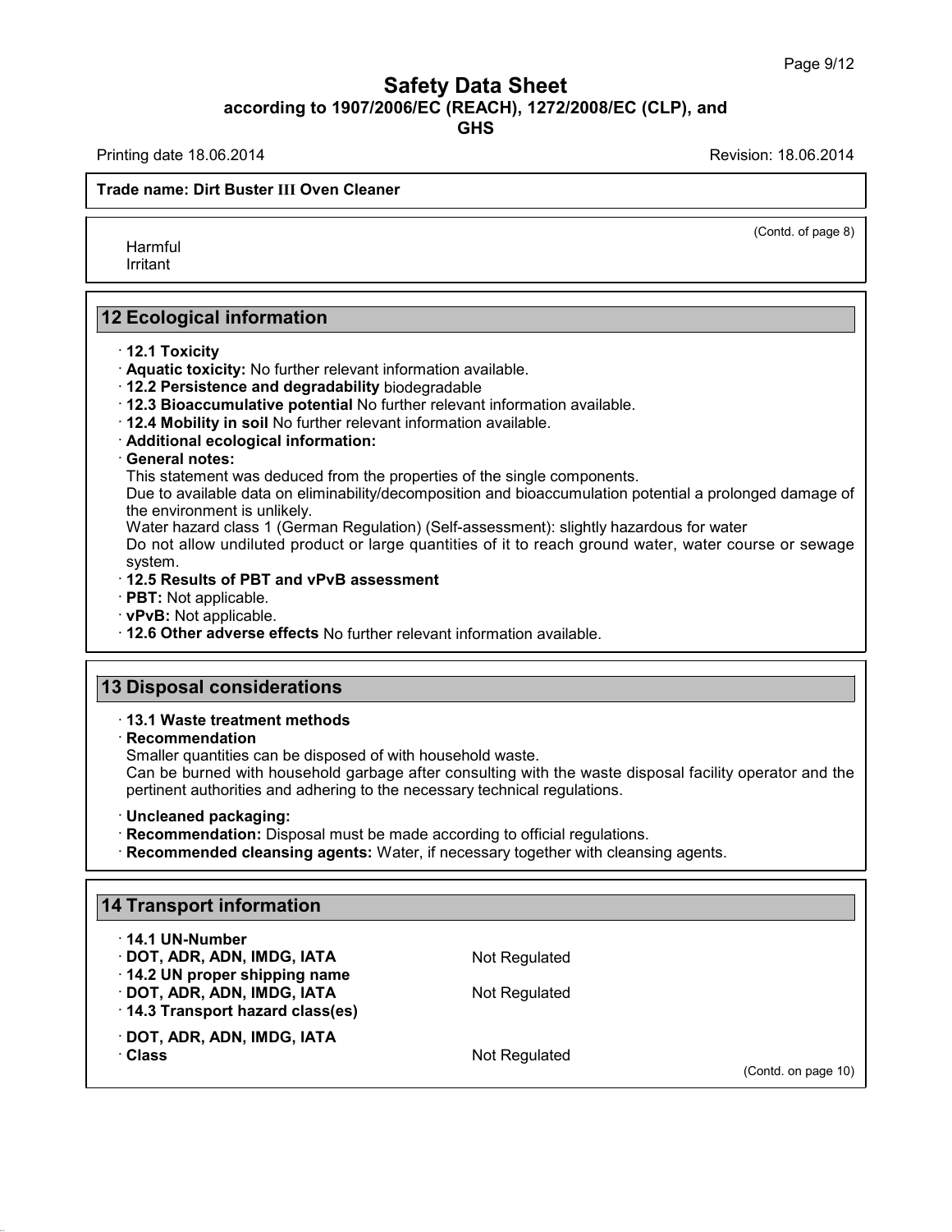Trade name: Dirt Buster III Oven Cleaner

(Contd. of page 8)

Harmful
Irritant

## 12 Ecological information

- **12.1 Toxicity**
- **Aquatic toxicity:** No further relevant information available.
- **12.2 Persistence and degradability** biodegradable
- **12.3 Bioaccumulative potential** No further relevant information available.
- **12.4 Mobility in soil** No further relevant information available.
- **Additional ecological information:**
- **General notes:**

  This statement was deduced from the properties of the single components.
  Due to available data on eliminability/decomposition and bioaccumulation potential a prolonged damage of the environment is unlikely.
  Water hazard class 1 (German Regulation) (Self-assessment): slightly hazardous for water
  Do not allow undiluted product or large quantities of it to reach ground water, water course or sewage system.
- **12.5 Results of PBT and vPvB assessment**
- **PBT:** Not applicable.
- **vPvB:** Not applicable.
- **12.6 Other adverse effects** No further relevant information available.

## 13 Disposal considerations

- **13.1 Waste treatment methods**
- **Recommendation**

  Smaller quantities can be disposed of with household waste.
  Can be burned with household garbage after consulting with the waste disposal facility operator and the pertinent authorities and adhering to the necessary technical regulations.

- **Uncleaned packaging:**
- **Recommendation:** Disposal must be made according to official regulations.
- **Recommended cleansing agents:** Water, if necessary together with cleansing agents.

## 14 Transport information

| | |
|---|---|
| **14.1 UN-Number** | |
| **DOT, ADR, ADN, IMDG, IATA** | Not Regulated |
| **14.2 UN proper shipping name** | |
| **DOT, ADR, ADN, IMDG, IATA** | Not Regulated |
| **14.3 Transport hazard class(es)** | |
| **DOT, ADR, ADN, IMDG, IATA** | |
| **Class** | Not Regulated |

(Contd. on page 10)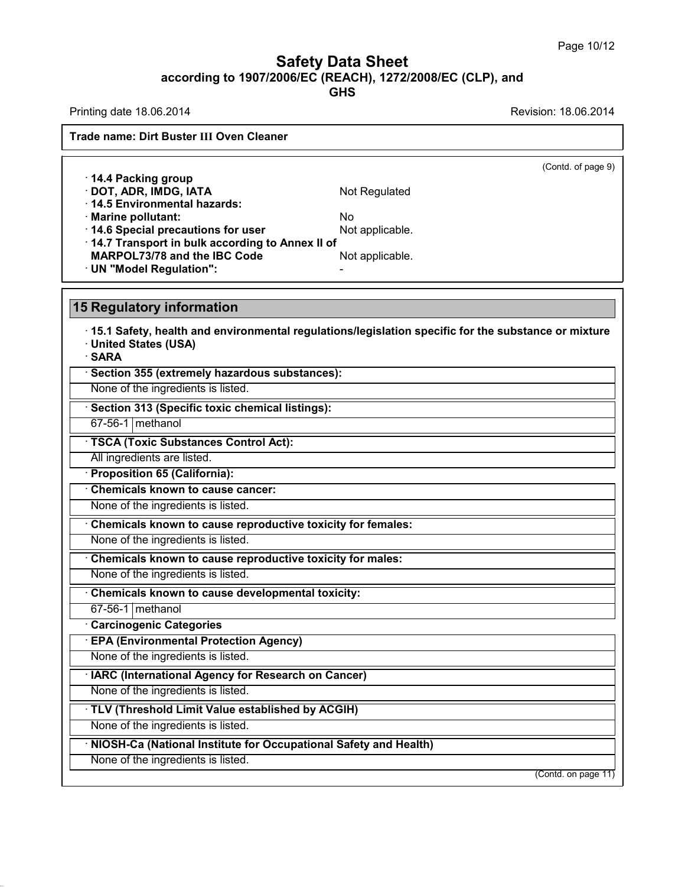**Trade name: Dirt Buster III Oven Cleaner**

(Contd. of page 9)

- **14.4 Packing group**
- **DOT, ADR, IMDG, IATA** — Not Regulated
- **14.5 Environmental hazards:**
- **Marine pollutant:** — No
- **14.6 Special precautions for user** — Not applicable.
- **14.7 Transport in bulk according to Annex II of MARPOL73/78 and the IBC Code** — Not applicable.
- **UN "Model Regulation":** — -

## 15 Regulatory information

- **15.1 Safety, health and environmental regulations/legislation specific for the substance or mixture**
- **United States (USA)**
- **SARA**

**· Section 355 (extremely hazardous substances):**

None of the ingredients is listed.

**· Section 313 (Specific toxic chemical listings):**

| | |
|---|---|
| 67-56-1 | methanol |

**· TSCA (Toxic Substances Control Act):**

All ingredients are listed.

**· Proposition 65 (California):**

**· Chemicals known to cause cancer:**

None of the ingredients is listed.

**· Chemicals known to cause reproductive toxicity for females:**

None of the ingredients is listed.

**· Chemicals known to cause reproductive toxicity for males:**

None of the ingredients is listed.

**· Chemicals known to cause developmental toxicity:**

| | |
|---|---|
| 67-56-1 | methanol |

**· Carcinogenic Categories**

**· EPA (Environmental Protection Agency)**

None of the ingredients is listed.

**· IARC (International Agency for Research on Cancer)**

None of the ingredients is listed.

**· TLV (Threshold Limit Value established by ACGIH)**

None of the ingredients is listed.

**· NIOSH-Ca (National Institute for Occupational Safety and Health)**

None of the ingredients is listed.

(Contd. on page 11)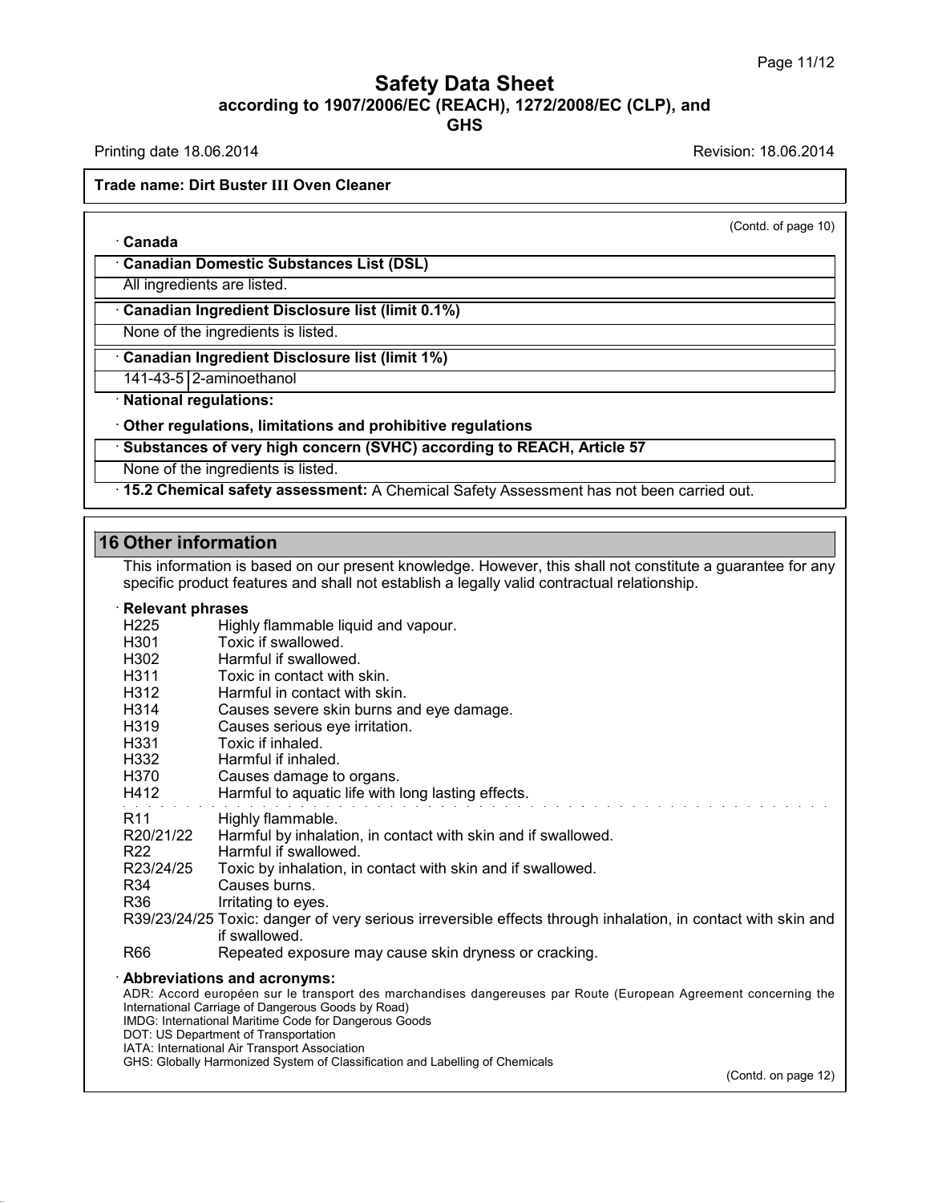**Trade name: Dirt Buster III Oven Cleaner**

(Contd. of page 10)

· **Canada**

· **Canadian Domestic Substances List (DSL)**

All ingredients are listed.

· **Canadian Ingredient Disclosure list (limit 0.1%)**

None of the ingredients is listed.

· **Canadian Ingredient Disclosure list (limit 1%)**

| 141-43-5 | 2-aminoethanol |
|---|---|

· **National regulations:**

· **Other regulations, limitations and prohibitive regulations**

· **Substances of very high concern (SVHC) according to REACH, Article 57**

None of the ingredients is listed.

· **15.2 Chemical safety assessment:** A Chemical Safety Assessment has not been carried out.

## 16 Other information

This information is based on our present knowledge. However, this shall not constitute a guarantee for any specific product features and shall not establish a legally valid contractual relationship.

· **Relevant phrases**

H225 Highly flammable liquid and vapour.
H301 Toxic if swallowed.
H302 Harmful if swallowed.
H311 Toxic in contact with skin.
H312 Harmful in contact with skin.
H314 Causes severe skin burns and eye damage.
H319 Causes serious eye irritation.
H331 Toxic if inhaled.
H332 Harmful if inhaled.
H370 Causes damage to organs.
H412 Harmful to aquatic life with long lasting effects.

R11 Highly flammable.
R20/21/22 Harmful by inhalation, in contact with skin and if swallowed.
R22 Harmful if swallowed.
R23/24/25 Toxic by inhalation, in contact with skin and if swallowed.
R34 Causes burns.
R36 Irritating to eyes.
R39/23/24/25 Toxic: danger of very serious irreversible effects through inhalation, in contact with skin and if swallowed.
R66 Repeated exposure may cause skin dryness or cracking.

· **Abbreviations and acronyms:**

ADR: Accord européen sur le transport des marchandises dangereuses par Route (European Agreement concerning the International Carriage of Dangerous Goods by Road)
IMDG: International Maritime Code for Dangerous Goods
DOT: US Department of Transportation
IATA: International Air Transport Association
GHS: Globally Harmonized System of Classification and Labelling of Chemicals

(Contd. on page 12)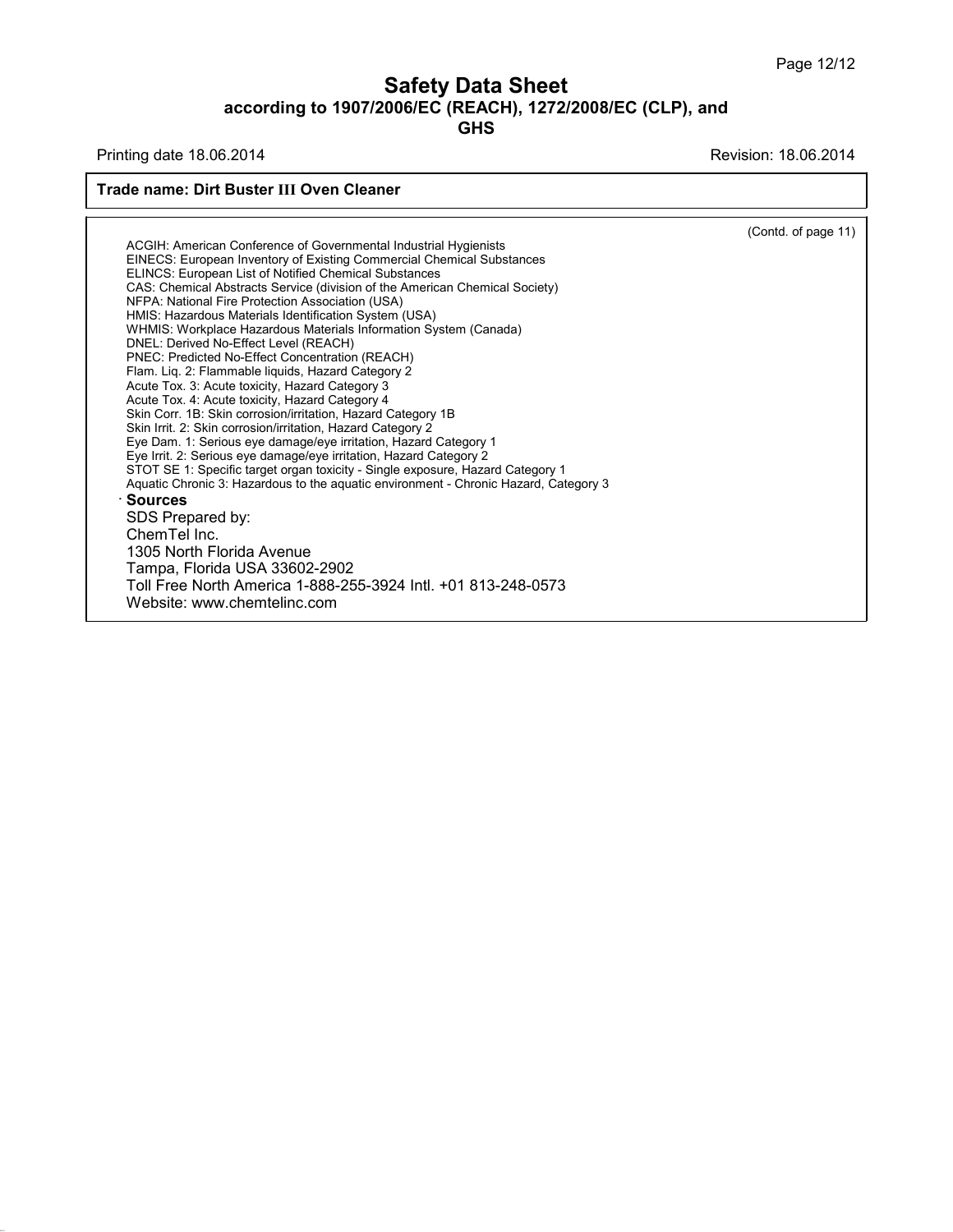# Safety Data Sheet

**according to 1907/2006/EC (REACH), 1272/2008/EC (CLP), and GHS**

Printing date 18.06.2014 Revision: 18.06.2014

**Trade name: Dirt Buster III Oven Cleaner**

(Contd. of page 11)

ACGIH: American Conference of Governmental Industrial Hygienists
EINECS: European Inventory of Existing Commercial Chemical Substances
ELINCS: European List of Notified Chemical Substances
CAS: Chemical Abstracts Service (division of the American Chemical Society)
NFPA: National Fire Protection Association (USA)
HMIS: Hazardous Materials Identification System (USA)
WHMIS: Workplace Hazardous Materials Information System (Canada)
DNEL: Derived No-Effect Level (REACH)
PNEC: Predicted No-Effect Concentration (REACH)
Flam. Liq. 2: Flammable liquids, Hazard Category 2
Acute Tox. 3: Acute toxicity, Hazard Category 3
Acute Tox. 4: Acute toxicity, Hazard Category 4
Skin Corr. 1B: Skin corrosion/irritation, Hazard Category 1B
Skin Irrit. 2: Skin corrosion/irritation, Hazard Category 2
Eye Dam. 1: Serious eye damage/eye irritation, Hazard Category 1
Eye Irrit. 2: Serious eye damage/eye irritation, Hazard Category 2
STOT SE 1: Specific target organ toxicity - Single exposure, Hazard Category 1
Aquatic Chronic 3: Hazardous to the aquatic environment - Chronic Hazard, Category 3

· **Sources**

SDS Prepared by:
ChemTel Inc.
1305 North Florida Avenue
Tampa, Florida USA 33602-2902
Toll Free North America 1-888-255-3924 Intl. +01 813-248-0573
Website: www.chemtelinc.com